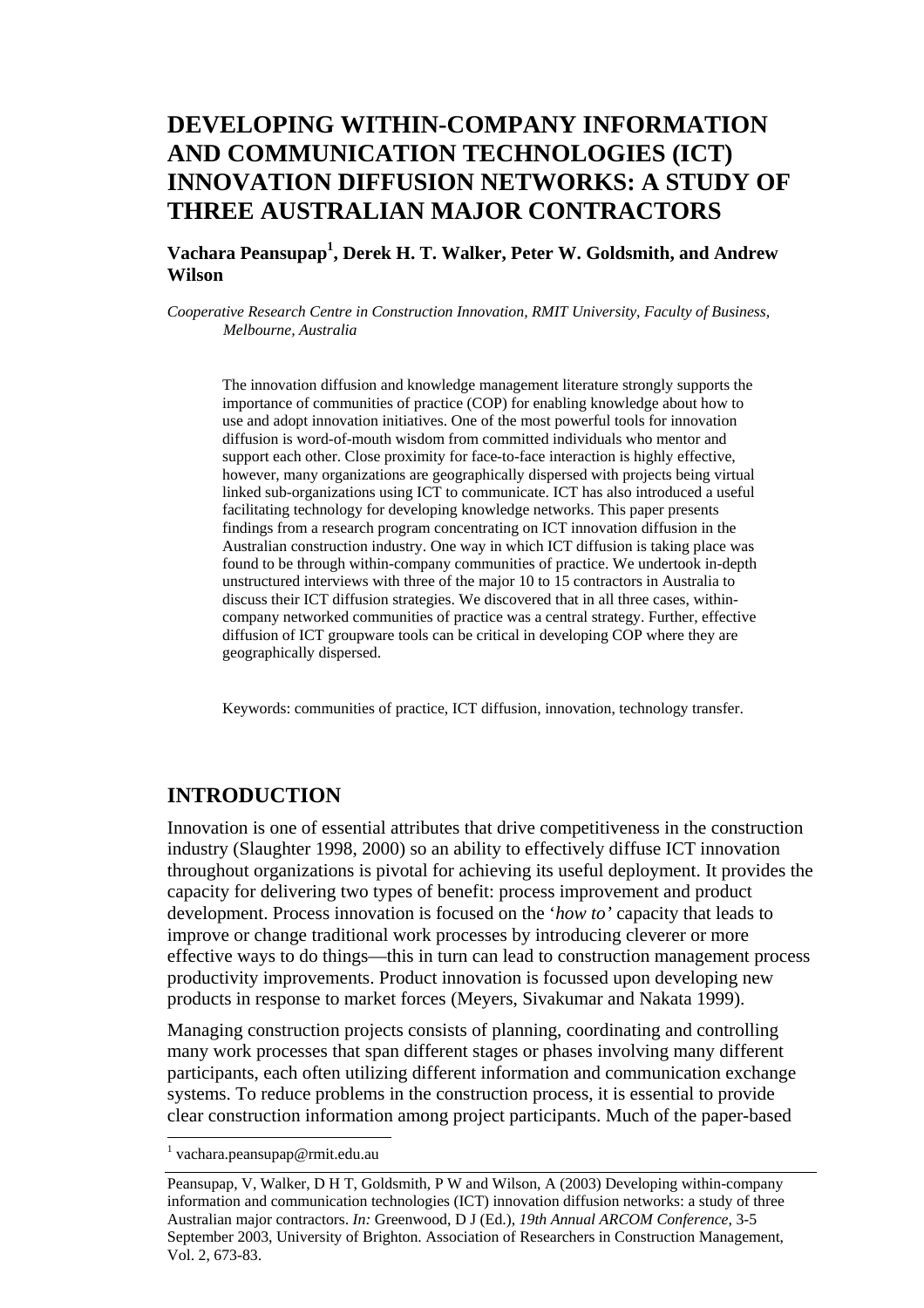# DEVELOPING WITHIN-COMPANY INFORMATION AND COMMUNICATION TECHNOLOGIES (ICT) INNOVATION DIFFUSION NETWORKS: A STUDY OF THREE AUSTRALIAN MAJOR CONTRACTORS

**Vachara Peansupap[1], Derek H. T. Walker, Peter W. Goldsmith, and Andrew Wilson**

*Cooperative Research Centre in Construction Innovation, RMIT University, Faculty of Business, Melbourne, Australia*

The innovation diffusion and knowledge management literature strongly supports the importance of communities of practice (COP) for enabling knowledge about how to use and adopt innovation initiatives. One of the most powerful tools for innovation diffusion is word-of-mouth wisdom from committed individuals who mentor and support each other. Close proximity for face-to-face interaction is highly effective, however, many organizations are geographically dispersed with projects being virtual linked sub-organizations using ICT to communicate. ICT has also introduced a useful facilitating technology for developing knowledge networks. This paper presents findings from a research program concentrating on ICT innovation diffusion in the Australian construction industry. One way in which ICT diffusion is taking place was found to be through within-company communities of practice. We undertook in-depth unstructured interviews with three of the major 10 to 15 contractors in Australia to discuss their ICT diffusion strategies. We discovered that in all three cases, within-company networked communities of practice was a central strategy. Further, effective diffusion of ICT groupware tools can be critical in developing COP where they are geographically dispersed.

Keywords: communities of practice, ICT diffusion, innovation, technology transfer.

## INTRODUCTION

Innovation is one of essential attributes that drive competitiveness in the construction industry (Slaughter 1998, 2000) so an ability to effectively diffuse ICT innovation throughout organizations is pivotal for achieving its useful deployment. It provides the capacity for delivering two types of benefit: process improvement and product development. Process innovation is focused on the '*how to'* capacity that leads to improve or change traditional work processes by introducing cleverer or more effective ways to do things—this in turn can lead to construction management process productivity improvements. Product innovation is focussed upon developing new products in response to market forces (Meyers, Sivakumar and Nakata 1999).

Managing construction projects consists of planning, coordinating and controlling many work processes that span different stages or phases involving many different participants, each often utilizing different information and communication exchange systems. To reduce problems in the construction process, it is essential to provide clear construction information among project participants. Much of the paper-based

[1] vachara.peansupap@rmit.edu.au

Peansupap, V, Walker, D H T, Goldsmith, P W and Wilson, A (2003) Developing within-company information and communication technologies (ICT) innovation diffusion networks: a study of three Australian major contractors. *In:* Greenwood, D J (Ed.), *19th Annual ARCOM Conference,* 3-5 September 2003, University of Brighton. Association of Researchers in Construction Management, Vol. 2, 673-83.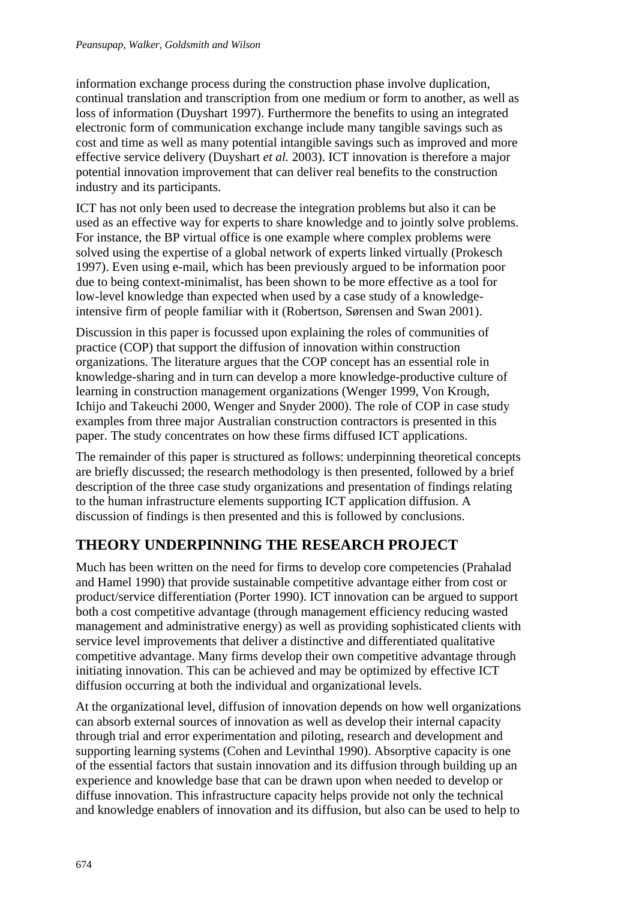information exchange process during the construction phase involve duplication, continual translation and transcription from one medium or form to another, as well as loss of information (Duyshart 1997). Furthermore the benefits to using an integrated electronic form of communication exchange include many tangible savings such as cost and time as well as many potential intangible savings such as improved and more effective service delivery (Duyshart *et al.* 2003). ICT innovation is therefore a major potential innovation improvement that can deliver real benefits to the construction industry and its participants.

ICT has not only been used to decrease the integration problems but also it can be used as an effective way for experts to share knowledge and to jointly solve problems. For instance, the BP virtual office is one example where complex problems were solved using the expertise of a global network of experts linked virtually (Prokesch 1997). Even using e-mail, which has been previously argued to be information poor due to being context-minimalist, has been shown to be more effective as a tool for low-level knowledge than expected when used by a case study of a knowledge-intensive firm of people familiar with it (Robertson, Sørensen and Swan 2001).

Discussion in this paper is focussed upon explaining the roles of communities of practice (COP) that support the diffusion of innovation within construction organizations. The literature argues that the COP concept has an essential role in knowledge-sharing and in turn can develop a more knowledge-productive culture of learning in construction management organizations (Wenger 1999, Von Krough, Ichijo and Takeuchi 2000, Wenger and Snyder 2000). The role of COP in case study examples from three major Australian construction contractors is presented in this paper. The study concentrates on how these firms diffused ICT applications.

The remainder of this paper is structured as follows: underpinning theoretical concepts are briefly discussed; the research methodology is then presented, followed by a brief description of the three case study organizations and presentation of findings relating to the human infrastructure elements supporting ICT application diffusion. A discussion of findings is then presented and this is followed by conclusions.

## THEORY UNDERPINNING THE RESEARCH PROJECT

Much has been written on the need for firms to develop core competencies (Prahalad and Hamel 1990) that provide sustainable competitive advantage either from cost or product/service differentiation (Porter 1990). ICT innovation can be argued to support both a cost competitive advantage (through management efficiency reducing wasted management and administrative energy) as well as providing sophisticated clients with service level improvements that deliver a distinctive and differentiated qualitative competitive advantage. Many firms develop their own competitive advantage through initiating innovation. This can be achieved and may be optimized by effective ICT diffusion occurring at both the individual and organizational levels.

At the organizational level, diffusion of innovation depends on how well organizations can absorb external sources of innovation as well as develop their internal capacity through trial and error experimentation and piloting, research and development and supporting learning systems (Cohen and Levinthal 1990). Absorptive capacity is one of the essential factors that sustain innovation and its diffusion through building up an experience and knowledge base that can be drawn upon when needed to develop or diffuse innovation. This infrastructure capacity helps provide not only the technical and knowledge enablers of innovation and its diffusion, but also can be used to help to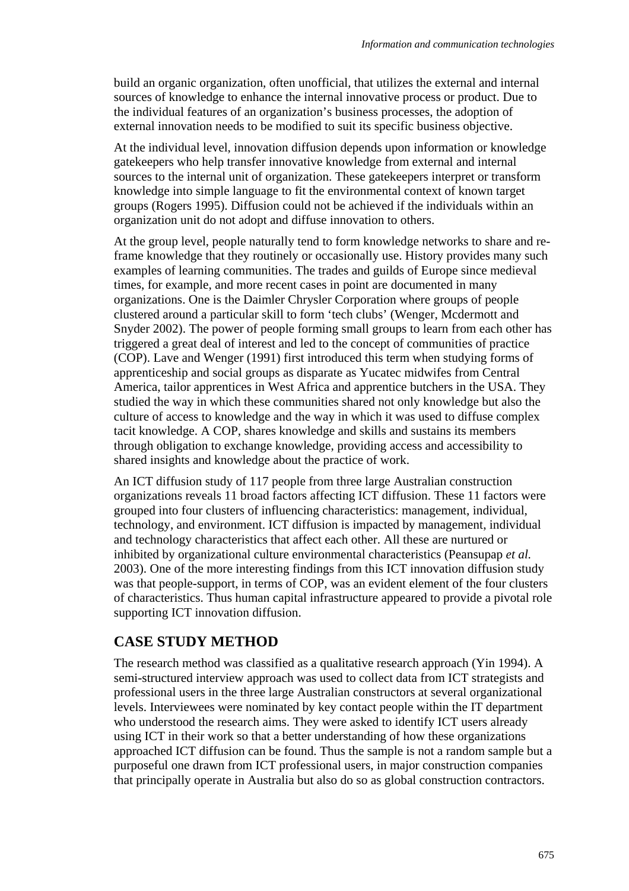build an organic organization, often unofficial, that utilizes the external and internal sources of knowledge to enhance the internal innovative process or product. Due to the individual features of an organization's business processes, the adoption of external innovation needs to be modified to suit its specific business objective.

At the individual level, innovation diffusion depends upon information or knowledge gatekeepers who help transfer innovative knowledge from external and internal sources to the internal unit of organization. These gatekeepers interpret or transform knowledge into simple language to fit the environmental context of known target groups (Rogers 1995). Diffusion could not be achieved if the individuals within an organization unit do not adopt and diffuse innovation to others.

At the group level, people naturally tend to form knowledge networks to share and re-frame knowledge that they routinely or occasionally use. History provides many such examples of learning communities. The trades and guilds of Europe since medieval times, for example, and more recent cases in point are documented in many organizations. One is the Daimler Chrysler Corporation where groups of people clustered around a particular skill to form 'tech clubs' (Wenger, Mcdermott and Snyder 2002). The power of people forming small groups to learn from each other has triggered a great deal of interest and led to the concept of communities of practice (COP). Lave and Wenger (1991) first introduced this term when studying forms of apprenticeship and social groups as disparate as Yucatec midwifes from Central America, tailor apprentices in West Africa and apprentice butchers in the USA. They studied the way in which these communities shared not only knowledge but also the culture of access to knowledge and the way in which it was used to diffuse complex tacit knowledge. A COP, shares knowledge and skills and sustains its members through obligation to exchange knowledge, providing access and accessibility to shared insights and knowledge about the practice of work.

An ICT diffusion study of 117 people from three large Australian construction organizations reveals 11 broad factors affecting ICT diffusion. These 11 factors were grouped into four clusters of influencing characteristics: management, individual, technology, and environment. ICT diffusion is impacted by management, individual and technology characteristics that affect each other. All these are nurtured or inhibited by organizational culture environmental characteristics (Peansupap *et al.* 2003). One of the more interesting findings from this ICT innovation diffusion study was that people-support, in terms of COP, was an evident element of the four clusters of characteristics. Thus human capital infrastructure appeared to provide a pivotal role supporting ICT innovation diffusion.

## CASE STUDY METHOD

The research method was classified as a qualitative research approach (Yin 1994). A semi-structured interview approach was used to collect data from ICT strategists and professional users in the three large Australian constructors at several organizational levels. Interviewees were nominated by key contact people within the IT department who understood the research aims. They were asked to identify ICT users already using ICT in their work so that a better understanding of how these organizations approached ICT diffusion can be found. Thus the sample is not a random sample but a purposeful one drawn from ICT professional users, in major construction companies that principally operate in Australia but also do so as global construction contractors.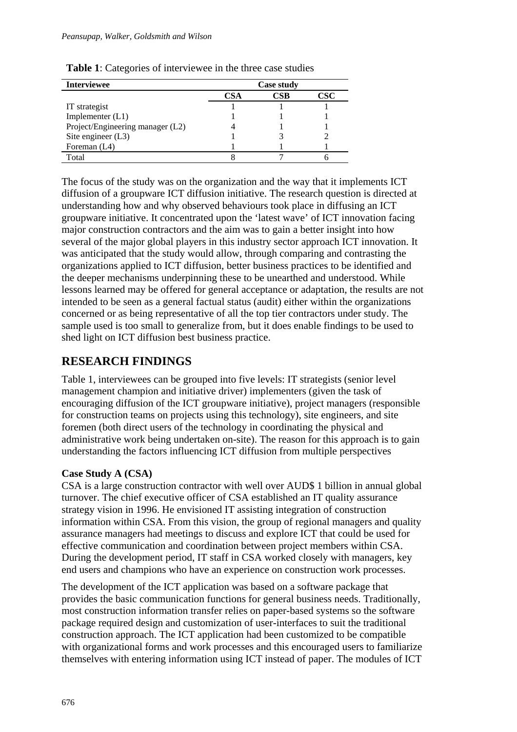**Table 1**: Categories of interviewee in the three case studies

| Interviewee | Case study | | |
|---|---|---|---|
| | CSA | CSB | CSC |
| IT strategist | 1 | 1 | 1 |
| Implementer (L1) | 1 | 1 | 1 |
| Project/Engineering manager (L2) | 4 | 1 | 1 |
| Site engineer (L3) | 1 | 3 | 2 |
| Foreman (L4) | 1 | 1 | 1 |
| Total | 8 | 7 | 6 |

The focus of the study was on the organization and the way that it implements ICT diffusion of a groupware ICT diffusion initiative. The research question is directed at understanding how and why observed behaviours took place in diffusing an ICT groupware initiative. It concentrated upon the 'latest wave' of ICT innovation facing major construction contractors and the aim was to gain a better insight into how several of the major global players in this industry sector approach ICT innovation. It was anticipated that the study would allow, through comparing and contrasting the organizations applied to ICT diffusion, better business practices to be identified and the deeper mechanisms underpinning these to be unearthed and understood. While lessons learned may be offered for general acceptance or adaptation, the results are not intended to be seen as a general factual status (audit) either within the organizations concerned or as being representative of all the top tier contractors under study. The sample used is too small to generalize from, but it does enable findings to be used to shed light on ICT diffusion best business practice.

## RESEARCH FINDINGS

Table 1, interviewees can be grouped into five levels: IT strategists (senior level management champion and initiative driver) implementers (given the task of encouraging diffusion of the ICT groupware initiative), project managers (responsible for construction teams on projects using this technology), site engineers, and site foremen (both direct users of the technology in coordinating the physical and administrative work being undertaken on-site). The reason for this approach is to gain understanding the factors influencing ICT diffusion from multiple perspectives

### Case Study A (CSA)

CSA is a large construction contractor with well over AUD$ 1 billion in annual global turnover. The chief executive officer of CSA established an IT quality assurance strategy vision in 1996. He envisioned IT assisting integration of construction information within CSA. From this vision, the group of regional managers and quality assurance managers had meetings to discuss and explore ICT that could be used for effective communication and coordination between project members within CSA. During the development period, IT staff in CSA worked closely with managers, key end users and champions who have an experience on construction work processes.

The development of the ICT application was based on a software package that provides the basic communication functions for general business needs. Traditionally, most construction information transfer relies on paper-based systems so the software package required design and customization of user-interfaces to suit the traditional construction approach. The ICT application had been customized to be compatible with organizational forms and work processes and this encouraged users to familiarize themselves with entering information using ICT instead of paper. The modules of ICT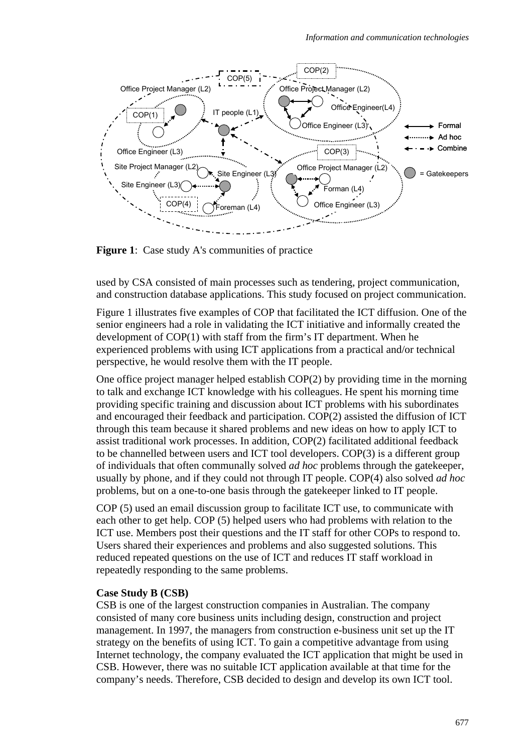**Figure 1**: Case study A's communities of practice

used by CSA consisted of main processes such as tendering, project communication, and construction database applications. This study focused on project communication.

Figure 1 illustrates five examples of COP that facilitated the ICT diffusion. One of the senior engineers had a role in validating the ICT initiative and informally created the development of COP(1) with staff from the firm's IT department. When he experienced problems with using ICT applications from a practical and/or technical perspective, he would resolve them with the IT people.

One office project manager helped establish COP(2) by providing time in the morning to talk and exchange ICT knowledge with his colleagues. He spent his morning time providing specific training and discussion about ICT problems with his subordinates and encouraged their feedback and participation. COP(2) assisted the diffusion of ICT through this team because it shared problems and new ideas on how to apply ICT to assist traditional work processes. In addition, COP(2) facilitated additional feedback to be channelled between users and ICT tool developers. COP(3) is a different group of individuals that often communally solved *ad hoc* problems through the gatekeeper, usually by phone, and if they could not through IT people. COP(4) also solved *ad hoc* problems, but on a one-to-one basis through the gatekeeper linked to IT people.

COP (5) used an email discussion group to facilitate ICT use, to communicate with each other to get help. COP (5) helped users who had problems with relation to the ICT use. Members post their questions and the IT staff for other COPs to respond to. Users shared their experiences and problems and also suggested solutions. This reduced repeated questions on the use of ICT and reduces IT staff workload in repeatedly responding to the same problems.

**Case Study B (CSB)**

CSB is one of the largest construction companies in Australian. The company consisted of many core business units including design, construction and project management. In 1997, the managers from construction e-business unit set up the IT strategy on the benefits of using ICT. To gain a competitive advantage from using Internet technology, the company evaluated the ICT application that might be used in CSB. However, there was no suitable ICT application available at that time for the company's needs. Therefore, CSB decided to design and develop its own ICT tool.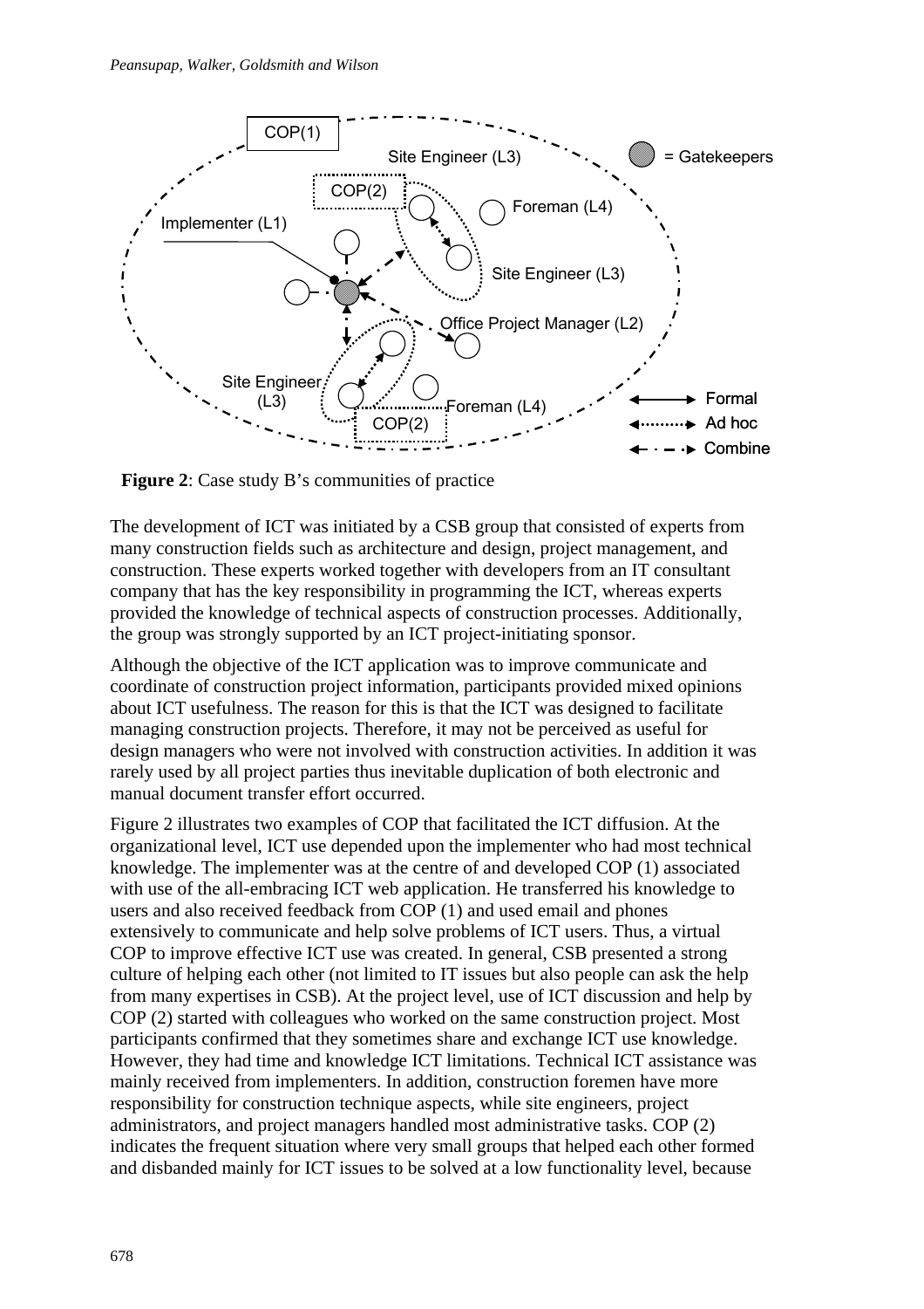**Figure 2**: Case study B's communities of practice

The development of ICT was initiated by a CSB group that consisted of experts from many construction fields such as architecture and design, project management, and construction. These experts worked together with developers from an IT consultant company that has the key responsibility in programming the ICT, whereas experts provided the knowledge of technical aspects of construction processes. Additionally, the group was strongly supported by an ICT project-initiating sponsor.

Although the objective of the ICT application was to improve communicate and coordinate of construction project information, participants provided mixed opinions about ICT usefulness. The reason for this is that the ICT was designed to facilitate managing construction projects. Therefore, it may not be perceived as useful for design managers who were not involved with construction activities. In addition it was rarely used by all project parties thus inevitable duplication of both electronic and manual document transfer effort occurred.

Figure 2 illustrates two examples of COP that facilitated the ICT diffusion. At the organizational level, ICT use depended upon the implementer who had most technical knowledge. The implementer was at the centre of and developed COP (1) associated with use of the all-embracing ICT web application. He transferred his knowledge to users and also received feedback from COP (1) and used email and phones extensively to communicate and help solve problems of ICT users. Thus, a virtual COP to improve effective ICT use was created. In general, CSB presented a strong culture of helping each other (not limited to IT issues but also people can ask the help from many expertises in CSB). At the project level, use of ICT discussion and help by COP (2) started with colleagues who worked on the same construction project. Most participants confirmed that they sometimes share and exchange ICT use knowledge. However, they had time and knowledge ICT limitations. Technical ICT assistance was mainly received from implementers. In addition, construction foremen have more responsibility for construction technique aspects, while site engineers, project administrators, and project managers handled most administrative tasks. COP (2) indicates the frequent situation where very small groups that helped each other formed and disbanded mainly for ICT issues to be solved at a low functionality level, because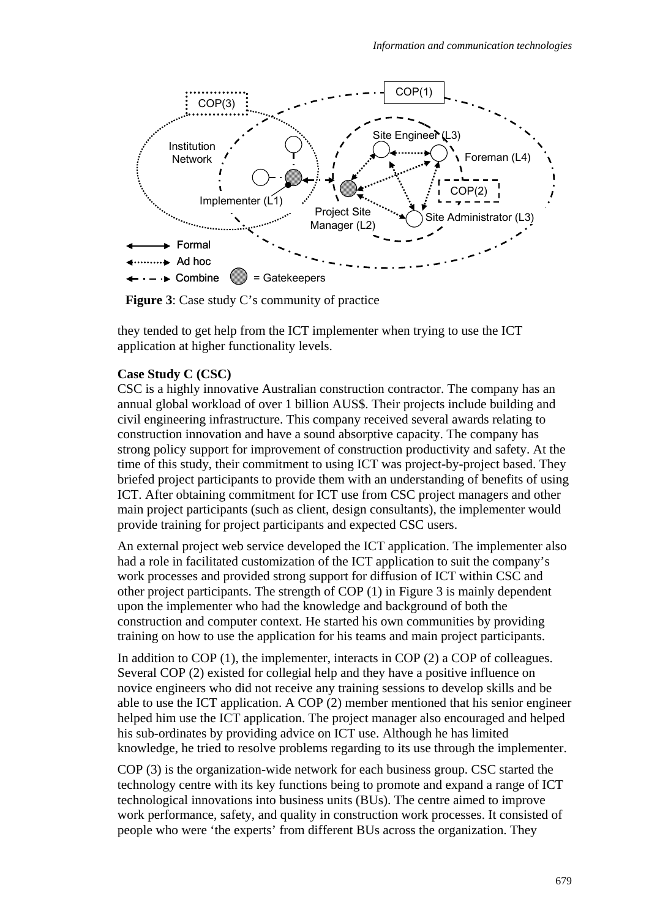**Figure 3**: Case study C's community of practice

they tended to get help from the ICT implementer when trying to use the ICT application at higher functionality levels.

**Case Study C (CSC)**

CSC is a highly innovative Australian construction contractor. The company has an annual global workload of over 1 billion AUS$. Their projects include building and civil engineering infrastructure. This company received several awards relating to construction innovation and have a sound absorptive capacity. The company has strong policy support for improvement of construction productivity and safety. At the time of this study, their commitment to using ICT was project-by-project based. They briefed project participants to provide them with an understanding of benefits of using ICT. After obtaining commitment for ICT use from CSC project managers and other main project participants (such as client, design consultants), the implementer would provide training for project participants and expected CSC users.

An external project web service developed the ICT application. The implementer also had a role in facilitated customization of the ICT application to suit the company's work processes and provided strong support for diffusion of ICT within CSC and other project participants. The strength of COP (1) in Figure 3 is mainly dependent upon the implementer who had the knowledge and background of both the construction and computer context. He started his own communities by providing training on how to use the application for his teams and main project participants.

In addition to COP (1), the implementer, interacts in COP (2) a COP of colleagues. Several COP (2) existed for collegial help and they have a positive influence on novice engineers who did not receive any training sessions to develop skills and be able to use the ICT application. A COP (2) member mentioned that his senior engineer helped him use the ICT application. The project manager also encouraged and helped his sub-ordinates by providing advice on ICT use. Although he has limited knowledge, he tried to resolve problems regarding to its use through the implementer.

COP (3) is the organization-wide network for each business group. CSC started the technology centre with its key functions being to promote and expand a range of ICT technological innovations into business units (BUs). The centre aimed to improve work performance, safety, and quality in construction work processes. It consisted of people who were 'the experts' from different BUs across the organization. They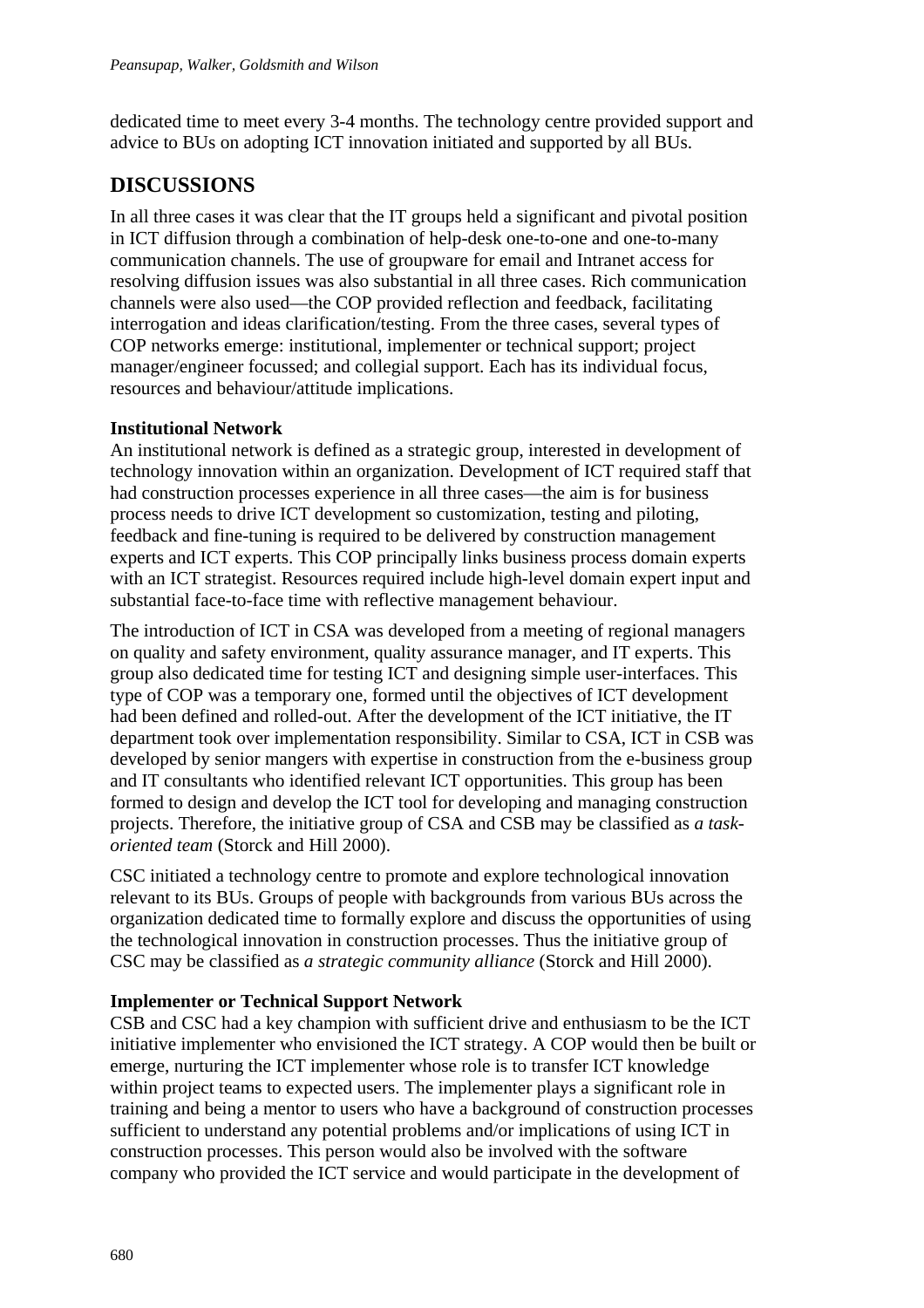dedicated time to meet every 3-4 months. The technology centre provided support and advice to BUs on adopting ICT innovation initiated and supported by all BUs.

## DISCUSSIONS

In all three cases it was clear that the IT groups held a significant and pivotal position in ICT diffusion through a combination of help-desk one-to-one and one-to-many communication channels. The use of groupware for email and Intranet access for resolving diffusion issues was also substantial in all three cases. Rich communication channels were also used—the COP provided reflection and feedback, facilitating interrogation and ideas clarification/testing. From the three cases, several types of COP networks emerge: institutional, implementer or technical support; project manager/engineer focussed; and collegial support. Each has its individual focus, resources and behaviour/attitude implications.

### Institutional Network

An institutional network is defined as a strategic group, interested in development of technology innovation within an organization. Development of ICT required staff that had construction processes experience in all three cases—the aim is for business process needs to drive ICT development so customization, testing and piloting, feedback and fine-tuning is required to be delivered by construction management experts and ICT experts. This COP principally links business process domain experts with an ICT strategist. Resources required include high-level domain expert input and substantial face-to-face time with reflective management behaviour.

The introduction of ICT in CSA was developed from a meeting of regional managers on quality and safety environment, quality assurance manager, and IT experts. This group also dedicated time for testing ICT and designing simple user-interfaces. This type of COP was a temporary one, formed until the objectives of ICT development had been defined and rolled-out. After the development of the ICT initiative, the IT department took over implementation responsibility. Similar to CSA, ICT in CSB was developed by senior mangers with expertise in construction from the e-business group and IT consultants who identified relevant ICT opportunities. This group has been formed to design and develop the ICT tool for developing and managing construction projects. Therefore, the initiative group of CSA and CSB may be classified as *a task-oriented team* (Storck and Hill 2000).

CSC initiated a technology centre to promote and explore technological innovation relevant to its BUs. Groups of people with backgrounds from various BUs across the organization dedicated time to formally explore and discuss the opportunities of using the technological innovation in construction processes. Thus the initiative group of CSC may be classified as *a strategic community alliance* (Storck and Hill 2000).

### Implementer or Technical Support Network

CSB and CSC had a key champion with sufficient drive and enthusiasm to be the ICT initiative implementer who envisioned the ICT strategy. A COP would then be built or emerge, nurturing the ICT implementer whose role is to transfer ICT knowledge within project teams to expected users. The implementer plays a significant role in training and being a mentor to users who have a background of construction processes sufficient to understand any potential problems and/or implications of using ICT in construction processes. This person would also be involved with the software company who provided the ICT service and would participate in the development of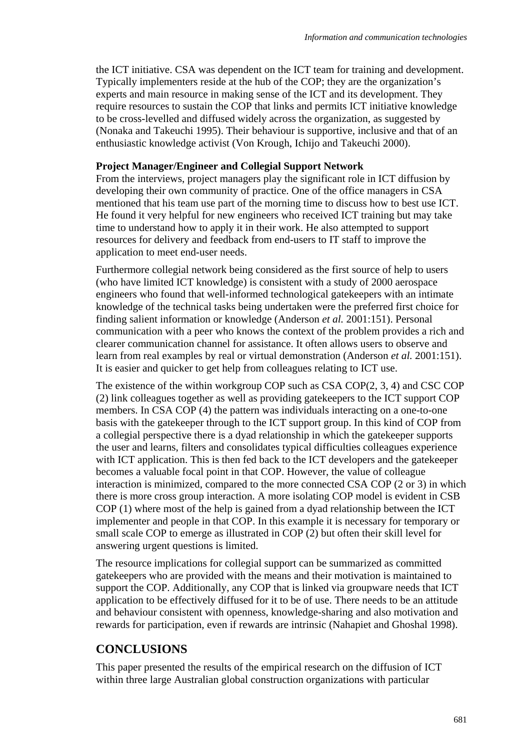the ICT initiative. CSA was dependent on the ICT team for training and development. Typically implementers reside at the hub of the COP; they are the organization's experts and main resource in making sense of the ICT and its development. They require resources to sustain the COP that links and permits ICT initiative knowledge to be cross-levelled and diffused widely across the organization, as suggested by (Nonaka and Takeuchi 1995). Their behaviour is supportive, inclusive and that of an enthusiastic knowledge activist (Von Krough, Ichijo and Takeuchi 2000).

**Project Manager/Engineer and Collegial Support Network**

From the interviews, project managers play the significant role in ICT diffusion by developing their own community of practice. One of the office managers in CSA mentioned that his team use part of the morning time to discuss how to best use ICT. He found it very helpful for new engineers who received ICT training but may take time to understand how to apply it in their work. He also attempted to support resources for delivery and feedback from end-users to IT staff to improve the application to meet end-user needs.

Furthermore collegial network being considered as the first source of help to users (who have limited ICT knowledge) is consistent with a study of 2000 aerospace engineers who found that well-informed technological gatekeepers with an intimate knowledge of the technical tasks being undertaken were the preferred first choice for finding salient information or knowledge (Anderson *et al.* 2001:151). Personal communication with a peer who knows the context of the problem provides a rich and clearer communication channel for assistance. It often allows users to observe and learn from real examples by real or virtual demonstration (Anderson *et al.* 2001:151). It is easier and quicker to get help from colleagues relating to ICT use.

The existence of the within workgroup COP such as CSA COP(2, 3, 4) and CSC COP (2) link colleagues together as well as providing gatekeepers to the ICT support COP members. In CSA COP (4) the pattern was individuals interacting on a one-to-one basis with the gatekeeper through to the ICT support group. In this kind of COP from a collegial perspective there is a dyad relationship in which the gatekeeper supports the user and learns, filters and consolidates typical difficulties colleagues experience with ICT application. This is then fed back to the ICT developers and the gatekeeper becomes a valuable focal point in that COP. However, the value of colleague interaction is minimized, compared to the more connected CSA COP (2 or 3) in which there is more cross group interaction. A more isolating COP model is evident in CSB COP (1) where most of the help is gained from a dyad relationship between the ICT implementer and people in that COP. In this example it is necessary for temporary or small scale COP to emerge as illustrated in COP (2) but often their skill level for answering urgent questions is limited.

The resource implications for collegial support can be summarized as committed gatekeepers who are provided with the means and their motivation is maintained to support the COP. Additionally, any COP that is linked via groupware needs that ICT application to be effectively diffused for it to be of use. There needs to be an attitude and behaviour consistent with openness, knowledge-sharing and also motivation and rewards for participation, even if rewards are intrinsic (Nahapiet and Ghoshal 1998).

## CONCLUSIONS

This paper presented the results of the empirical research on the diffusion of ICT within three large Australian global construction organizations with particular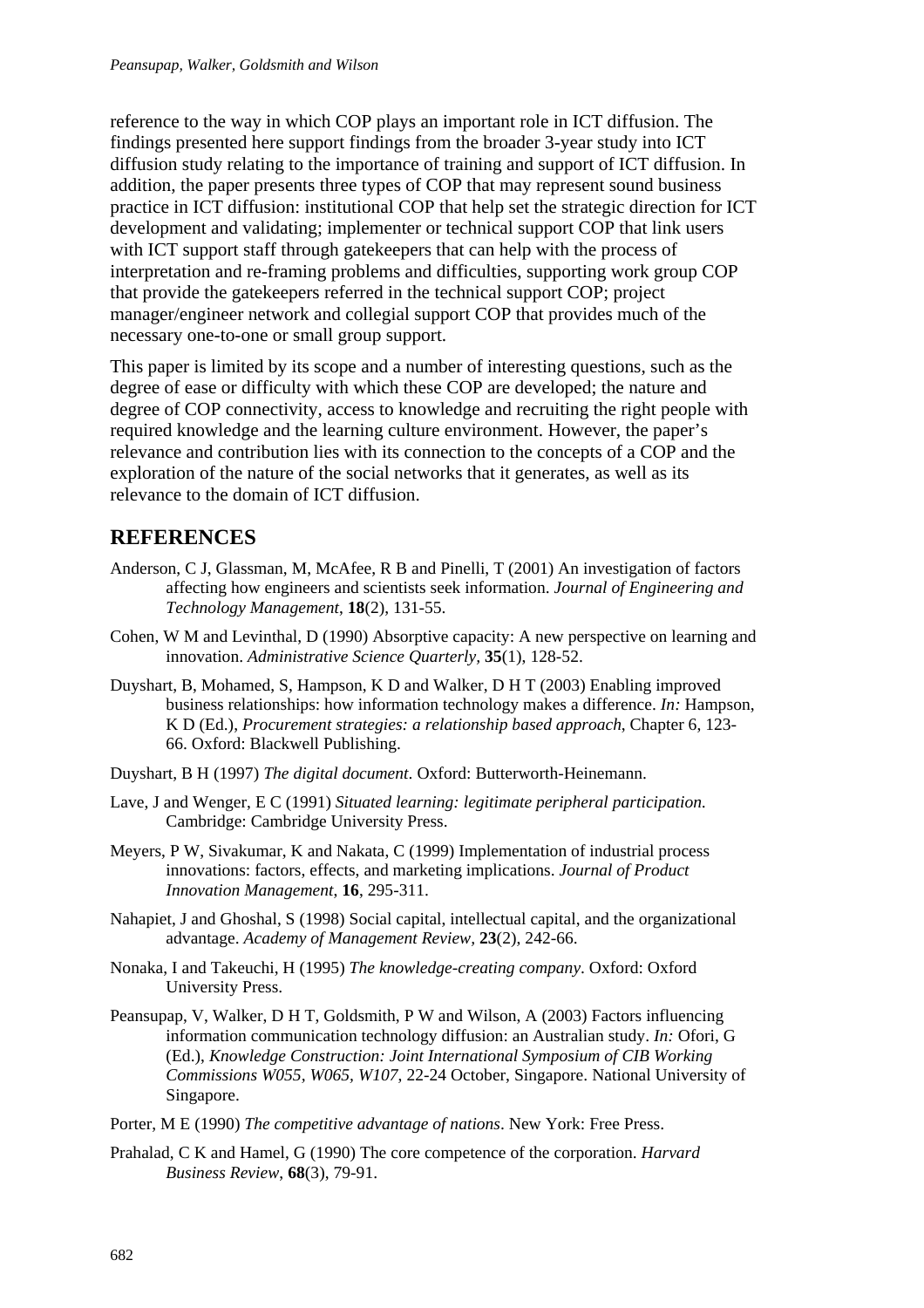reference to the way in which COP plays an important role in ICT diffusion. The findings presented here support findings from the broader 3-year study into ICT diffusion study relating to the importance of training and support of ICT diffusion. In addition, the paper presents three types of COP that may represent sound business practice in ICT diffusion: institutional COP that help set the strategic direction for ICT development and validating; implementer or technical support COP that link users with ICT support staff through gatekeepers that can help with the process of interpretation and re-framing problems and difficulties, supporting work group COP that provide the gatekeepers referred in the technical support COP; project manager/engineer network and collegial support COP that provides much of the necessary one-to-one or small group support.

This paper is limited by its scope and a number of interesting questions, such as the degree of ease or difficulty with which these COP are developed; the nature and degree of COP connectivity, access to knowledge and recruiting the right people with required knowledge and the learning culture environment. However, the paper's relevance and contribution lies with its connection to the concepts of a COP and the exploration of the nature of the social networks that it generates, as well as its relevance to the domain of ICT diffusion.

## REFERENCES

Anderson, C J, Glassman, M, McAfee, R B and Pinelli, T (2001) An investigation of factors affecting how engineers and scientists seek information. *Journal of Engineering and Technology Management*, **18**(2), 131-55.

Cohen, W M and Levinthal, D (1990) Absorptive capacity: A new perspective on learning and innovation. *Administrative Science Quarterly*, **35**(1), 128-52.

Duyshart, B, Mohamed, S, Hampson, K D and Walker, D H T (2003) Enabling improved business relationships: how information technology makes a difference. *In:* Hampson, K D (Ed.), *Procurement strategies: a relationship based approach*, Chapter 6, 123-66. Oxford: Blackwell Publishing.

Duyshart, B H (1997) *The digital document*. Oxford: Butterworth-Heinemann.

Lave, J and Wenger, E C (1991) *Situated learning: legitimate peripheral participation*. Cambridge: Cambridge University Press.

Meyers, P W, Sivakumar, K and Nakata, C (1999) Implementation of industrial process innovations: factors, effects, and marketing implications. *Journal of Product Innovation Management*, **16**, 295-311.

Nahapiet, J and Ghoshal, S (1998) Social capital, intellectual capital, and the organizational advantage. *Academy of Management Review*, **23**(2), 242-66.

Nonaka, I and Takeuchi, H (1995) *The knowledge-creating company*. Oxford: Oxford University Press.

Peansupap, V, Walker, D H T, Goldsmith, P W and Wilson, A (2003) Factors influencing information communication technology diffusion: an Australian study. *In:* Ofori, G (Ed.), *Knowledge Construction: Joint International Symposium of CIB Working Commissions W055, W065, W107*, 22-24 October, Singapore. National University of Singapore.

Porter, M E (1990) *The competitive advantage of nations*. New York: Free Press.

Prahalad, C K and Hamel, G (1990) The core competence of the corporation. *Harvard Business Review*, **68**(3), 79-91.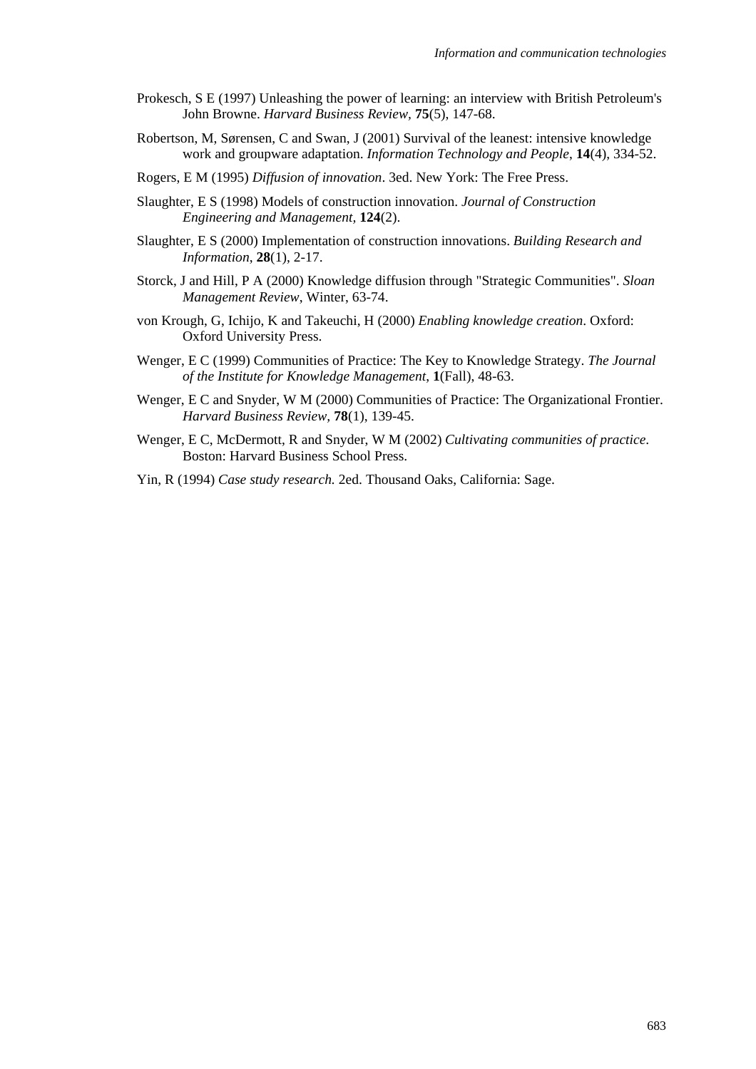Prokesch, S E (1997) Unleashing the power of learning: an interview with British Petroleum's John Browne. *Harvard Business Review,* **75**(5), 147-68.

Robertson, M, Sørensen, C and Swan, J (2001) Survival of the leanest: intensive knowledge work and groupware adaptation. *Information Technology and People*, **14**(4), 334-52.

Rogers, E M (1995) *Diffusion of innovation*. 3ed. New York: The Free Press.

Slaughter, E S (1998) Models of construction innovation. *Journal of Construction Engineering and Management,* **124**(2).

Slaughter, E S (2000) Implementation of construction innovations. *Building Research and Information*, **28**(1), 2-17.

Storck, J and Hill, P A (2000) Knowledge diffusion through "Strategic Communities". *Sloan Management Review*, Winter, 63-74.

von Krough, G, Ichijo, K and Takeuchi, H (2000) *Enabling knowledge creation*. Oxford: Oxford University Press.

Wenger, E C (1999) Communities of Practice: The Key to Knowledge Strategy. *The Journal of the Institute for Knowledge Management*, **1**(Fall), 48-63.

Wenger, E C and Snyder, W M (2000) Communities of Practice: The Organizational Frontier. *Harvard Business Review,* **78**(1), 139-45.

Wenger, E C, McDermott, R and Snyder, W M (2002) *Cultivating communities of practice*. Boston: Harvard Business School Press.

Yin, R (1994) *Case study research.* 2ed. Thousand Oaks, California: Sage.